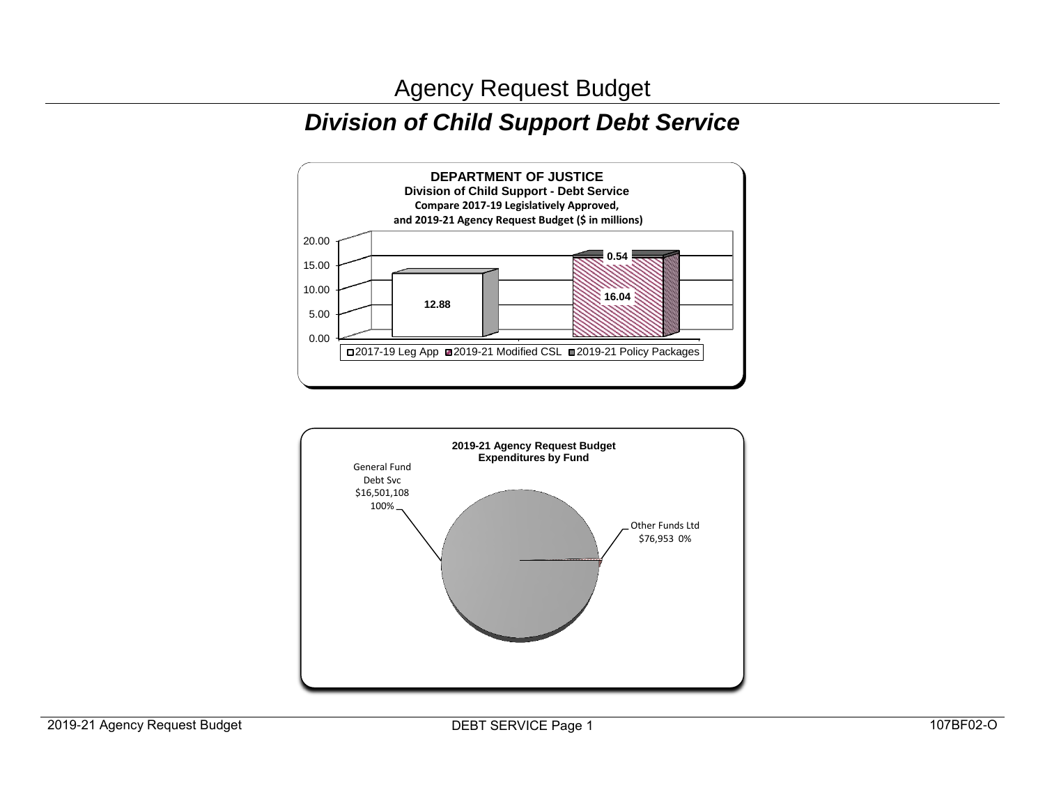# Agency Request Budget

## *Division of Child Support Debt Service*

**DEPARTMENT OF JUSTICE**
**Division of Child Support - Debt Service**
**Compare 2017-19 Legislatively Approved,**
**and 2019-21 Agency Request Budget ($ in millions)**

| | 2017-19 Leg App | 2019-21 Modified CSL | 2019-21 Policy Packages |
|---|---|---|---|
| 2017-19 | 12.88 | | |
| 2019-21 | | 16.04 | 0.54 |

**2019-21 Agency Request Budget**
**Expenditures by Fund**

| Fund | Amount | Percent |
|---|---|---|
| General Fund Debt Svc | $16,501,108 | 100% |
| Other Funds Ltd | $76,953 | 0% |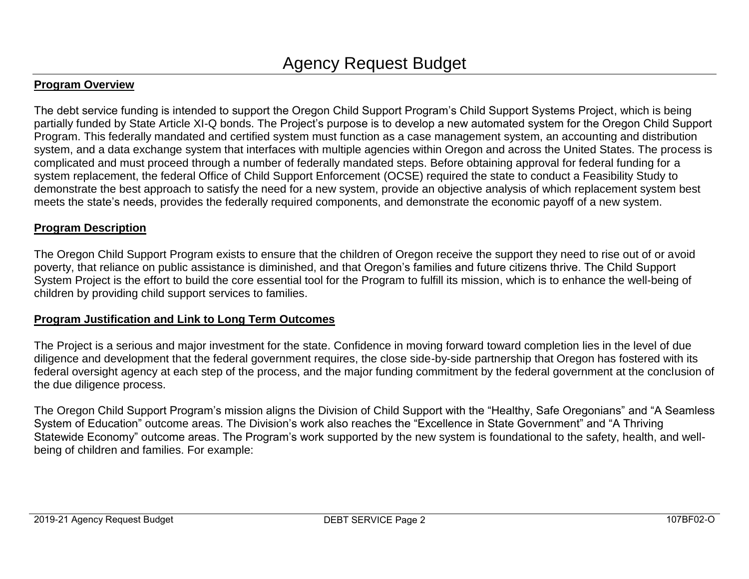# Agency Request Budget

## Program Overview

The debt service funding is intended to support the Oregon Child Support Program's Child Support Systems Project, which is being partially funded by State Article XI-Q bonds. The Project's purpose is to develop a new automated system for the Oregon Child Support Program. This federally mandated and certified system must function as a case management system, an accounting and distribution system, and a data exchange system that interfaces with multiple agencies within Oregon and across the United States. The process is complicated and must proceed through a number of federally mandated steps. Before obtaining approval for federal funding for a system replacement, the federal Office of Child Support Enforcement (OCSE) required the state to conduct a Feasibility Study to demonstrate the best approach to satisfy the need for a new system, provide an objective analysis of which replacement system best meets the state's needs, provides the federally required components, and demonstrate the economic payoff of a new system.

## Program Description

The Oregon Child Support Program exists to ensure that the children of Oregon receive the support they need to rise out of or avoid poverty, that reliance on public assistance is diminished, and that Oregon's families and future citizens thrive. The Child Support System Project is the effort to build the core essential tool for the Program to fulfill its mission, which is to enhance the well-being of children by providing child support services to families.

## Program Justification and Link to Long Term Outcomes

The Project is a serious and major investment for the state. Confidence in moving forward toward completion lies in the level of due diligence and development that the federal government requires, the close side-by-side partnership that Oregon has fostered with its federal oversight agency at each step of the process, and the major funding commitment by the federal government at the conclusion of the due diligence process.

The Oregon Child Support Program's mission aligns the Division of Child Support with the "Healthy, Safe Oregonians" and "A Seamless System of Education" outcome areas. The Division's work also reaches the "Excellence in State Government" and "A Thriving Statewide Economy" outcome areas. The Program's work supported by the new system is foundational to the safety, health, and well-being of children and families. For example: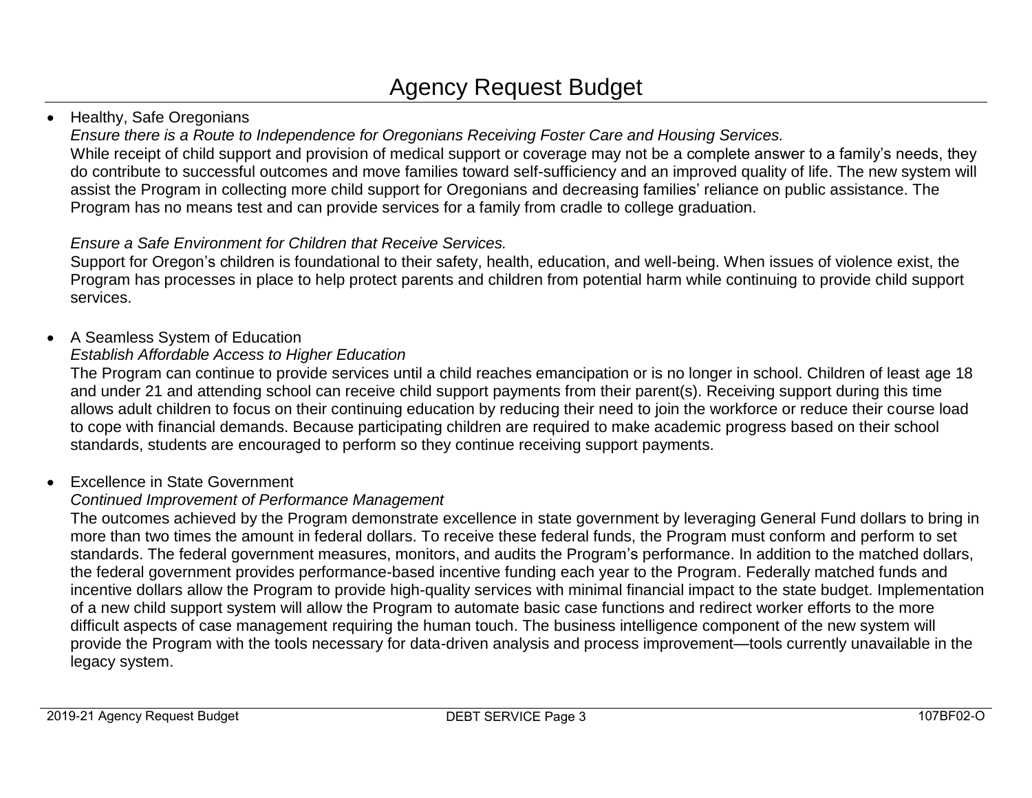- Healthy, Safe Oregonians

  *Ensure there is a Route to Independence for Oregonians Receiving Foster Care and Housing Services.*

  While receipt of child support and provision of medical support or coverage may not be a complete answer to a family's needs, they do contribute to successful outcomes and move families toward self-sufficiency and an improved quality of life. The new system will assist the Program in collecting more child support for Oregonians and decreasing families' reliance on public assistance. The Program has no means test and can provide services for a family from cradle to college graduation.

  *Ensure a Safe Environment for Children that Receive Services.*

  Support for Oregon's children is foundational to their safety, health, education, and well-being. When issues of violence exist, the Program has processes in place to help protect parents and children from potential harm while continuing to provide child support services.

- A Seamless System of Education

  *Establish Affordable Access to Higher Education*

  The Program can continue to provide services until a child reaches emancipation or is no longer in school. Children of least age 18 and under 21 and attending school can receive child support payments from their parent(s). Receiving support during this time allows adult children to focus on their continuing education by reducing their need to join the workforce or reduce their course load to cope with financial demands. Because participating children are required to make academic progress based on their school standards, students are encouraged to perform so they continue receiving support payments.

- Excellence in State Government

  *Continued Improvement of Performance Management*

  The outcomes achieved by the Program demonstrate excellence in state government by leveraging General Fund dollars to bring in more than two times the amount in federal dollars. To receive these federal funds, the Program must conform and perform to set standards. The federal government measures, monitors, and audits the Program's performance. In addition to the matched dollars, the federal government provides performance-based incentive funding each year to the Program. Federally matched funds and incentive dollars allow the Program to provide high-quality services with minimal financial impact to the state budget. Implementation of a new child support system will allow the Program to automate basic case functions and redirect worker efforts to the more difficult aspects of case management requiring the human touch. The business intelligence component of the new system will provide the Program with the tools necessary for data-driven analysis and process improvement—tools currently unavailable in the legacy system.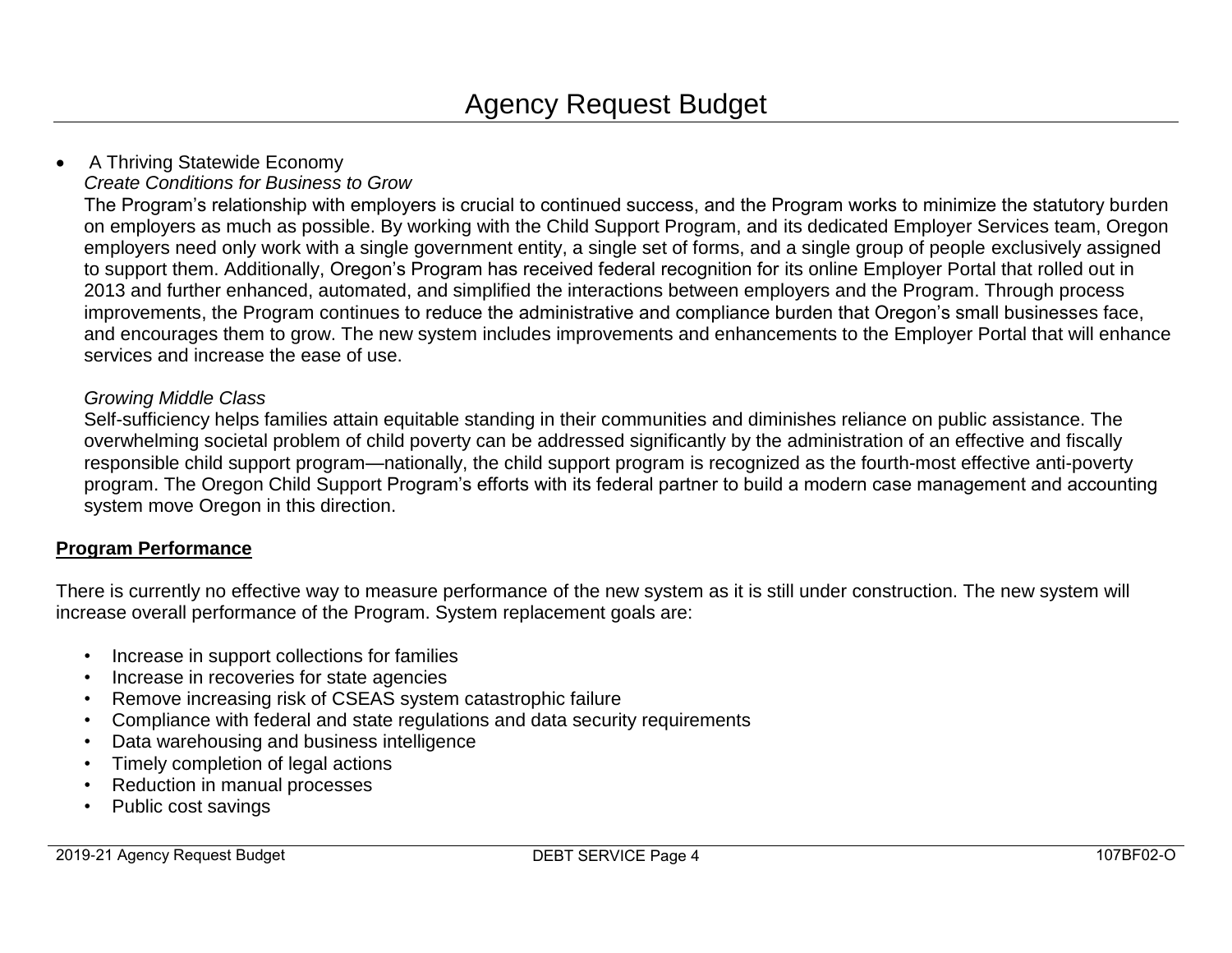- A Thriving Statewide Economy

  *Create Conditions for Business to Grow*

  The Program's relationship with employers is crucial to continued success, and the Program works to minimize the statutory burden on employers as much as possible. By working with the Child Support Program, and its dedicated Employer Services team, Oregon employers need only work with a single government entity, a single set of forms, and a single group of people exclusively assigned to support them. Additionally, Oregon's Program has received federal recognition for its online Employer Portal that rolled out in 2013 and further enhanced, automated, and simplified the interactions between employers and the Program. Through process improvements, the Program continues to reduce the administrative and compliance burden that Oregon's small businesses face, and encourages them to grow. The new system includes improvements and enhancements to the Employer Portal that will enhance services and increase the ease of use.

  *Growing Middle Class*

  Self-sufficiency helps families attain equitable standing in their communities and diminishes reliance on public assistance. The overwhelming societal problem of child poverty can be addressed significantly by the administration of an effective and fiscally responsible child support program—nationally, the child support program is recognized as the fourth-most effective anti-poverty program. The Oregon Child Support Program's efforts with its federal partner to build a modern case management and accounting system move Oregon in this direction.

**Program Performance**

There is currently no effective way to measure performance of the new system as it is still under construction. The new system will increase overall performance of the Program. System replacement goals are:

- Increase in support collections for families
- Increase in recoveries for state agencies
- Remove increasing risk of CSEAS system catastrophic failure
- Compliance with federal and state regulations and data security requirements
- Data warehousing and business intelligence
- Timely completion of legal actions
- Reduction in manual processes
- Public cost savings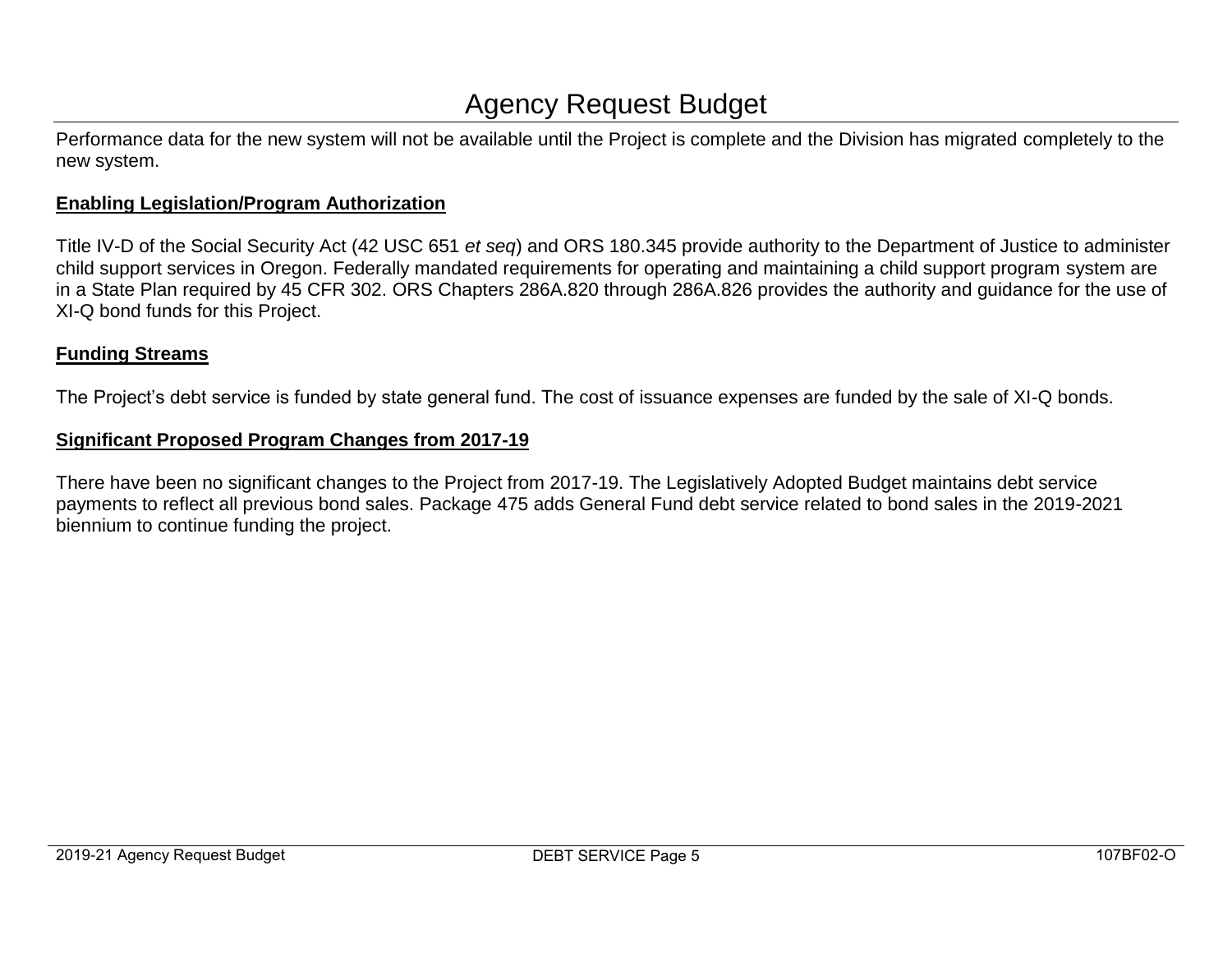Performance data for the new system will not be available until the Project is complete and the Division has migrated completely to the new system.

**Enabling Legislation/Program Authorization**

Title IV-D of the Social Security Act (42 USC 651 *et seq*) and ORS 180.345 provide authority to the Department of Justice to administer child support services in Oregon. Federally mandated requirements for operating and maintaining a child support program system are in a State Plan required by 45 CFR 302. ORS Chapters 286A.820 through 286A.826 provides the authority and guidance for the use of XI-Q bond funds for this Project.

**Funding Streams**

The Project's debt service is funded by state general fund. The cost of issuance expenses are funded by the sale of XI-Q bonds.

**Significant Proposed Program Changes from 2017-19**

There have been no significant changes to the Project from 2017-19. The Legislatively Adopted Budget maintains debt service payments to reflect all previous bond sales. Package 475 adds General Fund debt service related to bond sales in the 2019-2021 biennium to continue funding the project.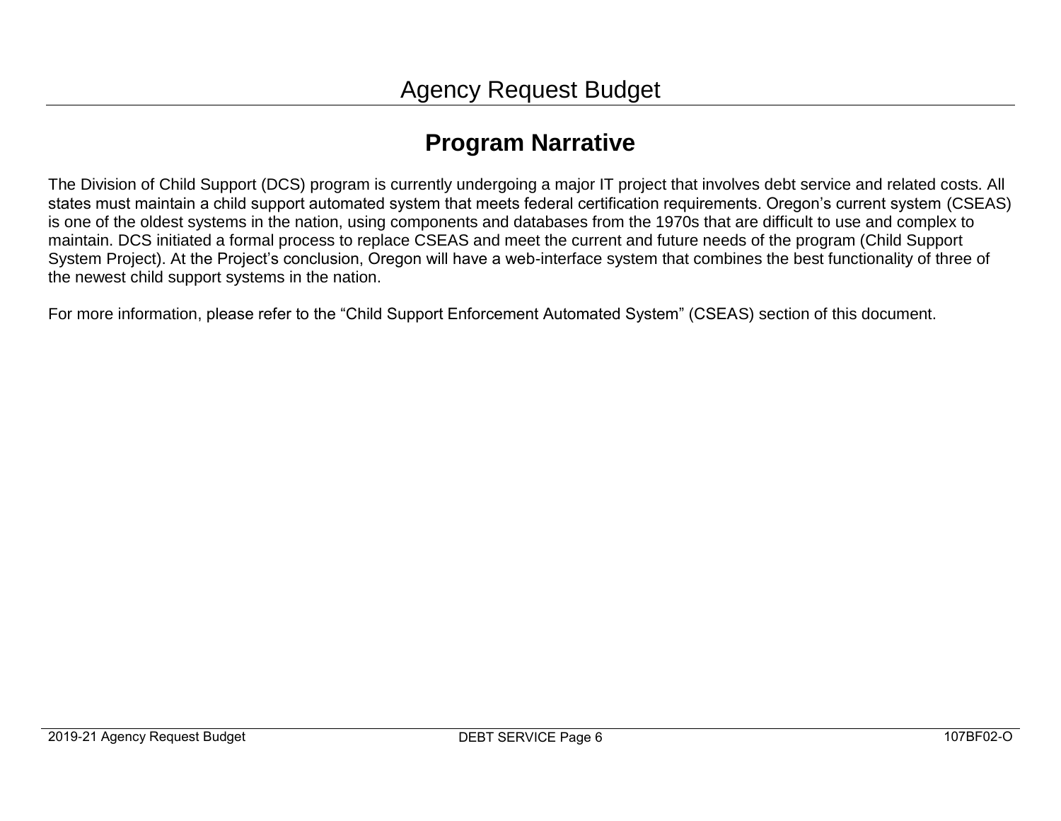# Agency Request Budget

## Program Narrative

The Division of Child Support (DCS) program is currently undergoing a major IT project that involves debt service and related costs. All states must maintain a child support automated system that meets federal certification requirements. Oregon's current system (CSEAS) is one of the oldest systems in the nation, using components and databases from the 1970s that are difficult to use and complex to maintain. DCS initiated a formal process to replace CSEAS and meet the current and future needs of the program (Child Support System Project). At the Project's conclusion, Oregon will have a web-interface system that combines the best functionality of three of the newest child support systems in the nation.

For more information, please refer to the "Child Support Enforcement Automated System" (CSEAS) section of this document.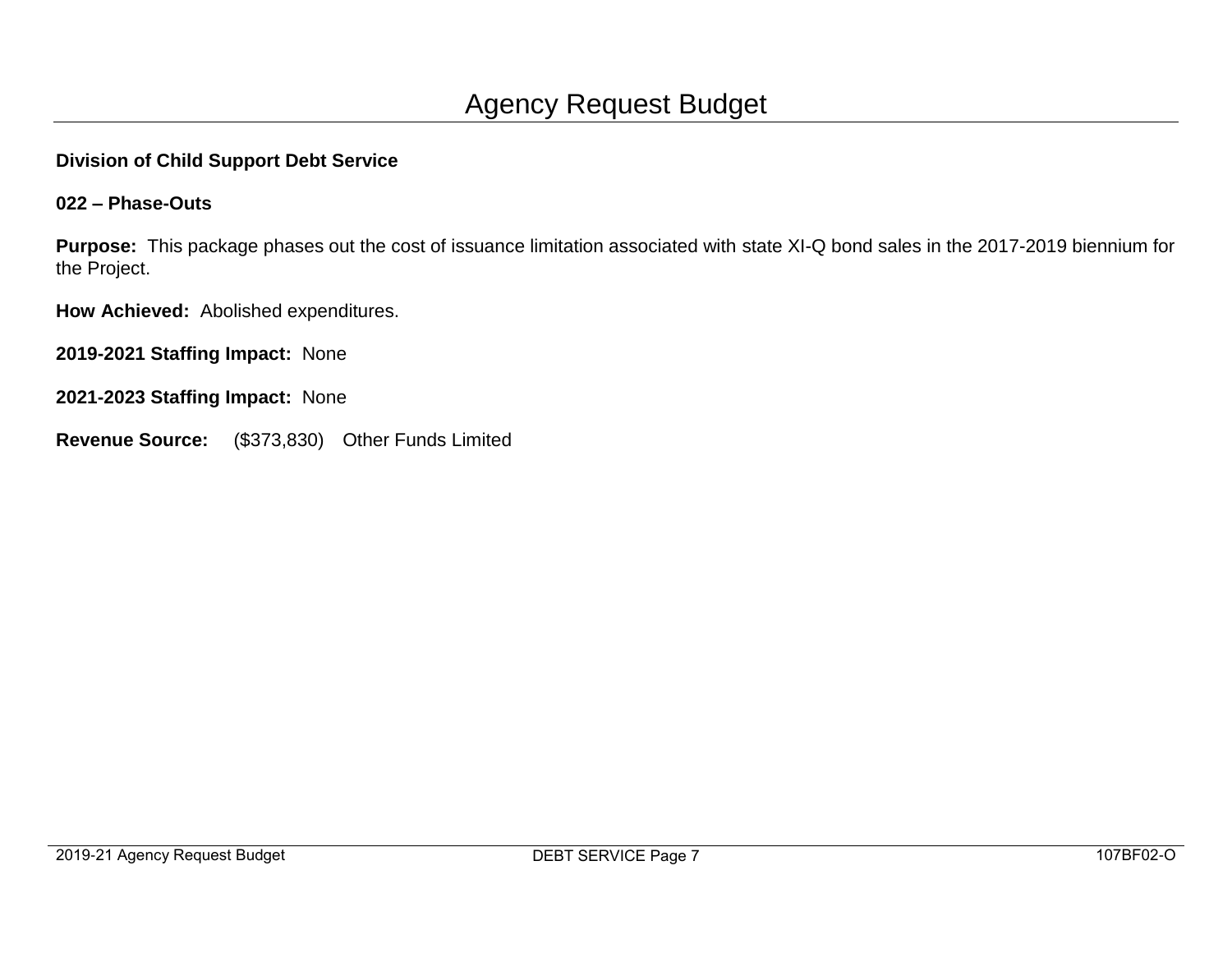# Agency Request Budget

**Division of Child Support Debt Service**

**022 – Phase-Outs**

**Purpose:** This package phases out the cost of issuance limitation associated with state XI-Q bond sales in the 2017-2019 biennium for the Project.

**How Achieved:** Abolished expenditures.

**2019-2021 Staffing Impact:** None

**2021-2023 Staffing Impact:** None

**Revenue Source:** ($373,830) Other Funds Limited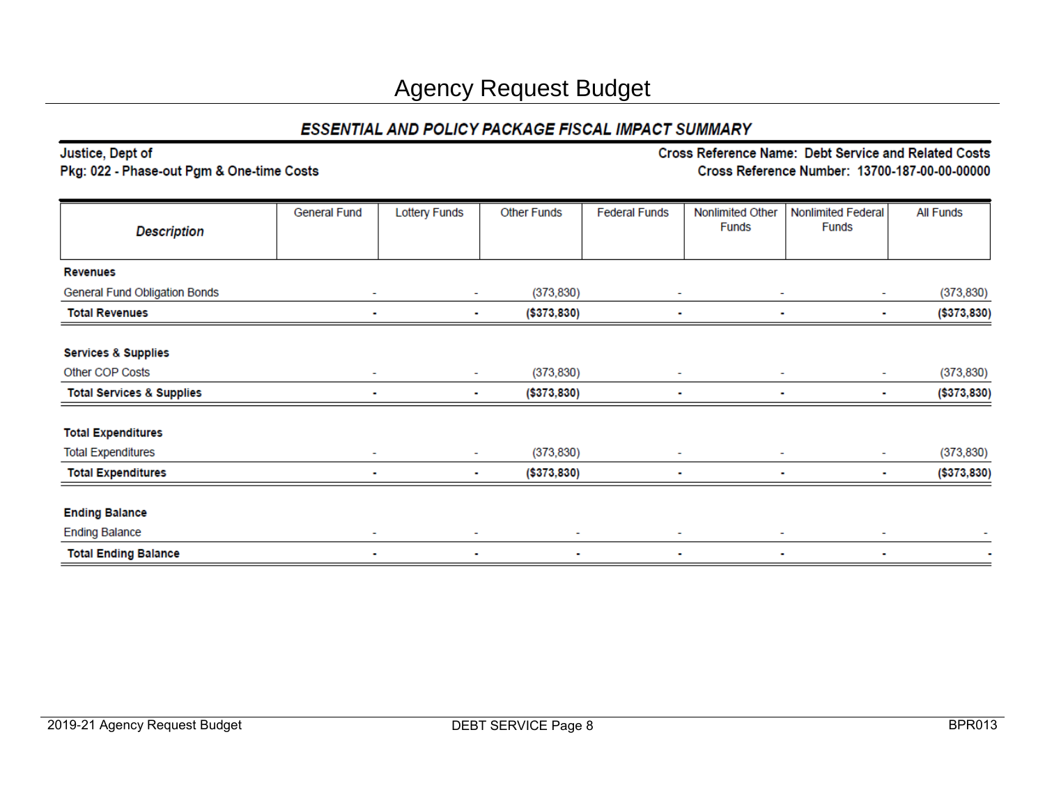# Agency Request Budget

## ESSENTIAL AND POLICY PACKAGE FISCAL IMPACT SUMMARY

**Justice, Dept of**
**Pkg: 022 - Phase-out Pgm & One-time Costs**

**Cross Reference Name: Debt Service and Related Costs**
**Cross Reference Number: 13700-187-00-00-00000**

| Description | General Fund | Lottery Funds | Other Funds | Federal Funds | Nonlimited Other Funds | Nonlimited Federal Funds | All Funds |
|---|---|---|---|---|---|---|---|
| **Revenues** | | | | | | | |
| General Fund Obligation Bonds | - | - | (373,830) | - | - | - | (373,830) |
| **Total Revenues** | **-** | **-** | **($373,830)** | **-** | **-** | **-** | **($373,830)** |
| | | | | | | | |
| **Services & Supplies** | | | | | | | |
| Other COP Costs | - | - | (373,830) | - | - | - | (373,830) |
| **Total Services & Supplies** | **-** | **-** | **($373,830)** | **-** | **-** | **-** | **($373,830)** |
| | | | | | | | |
| **Total Expenditures** | | | | | | | |
| Total Expenditures | - | - | (373,830) | - | - | - | (373,830) |
| **Total Expenditures** | **-** | **-** | **($373,830)** | **-** | **-** | **-** | **($373,830)** |
| | | | | | | | |
| **Ending Balance** | | | | | | | |
| Ending Balance | - | - | - | - | - | - | - |
| **Total Ending Balance** | **-** | **-** | **-** | **-** | **-** | **-** | **-** |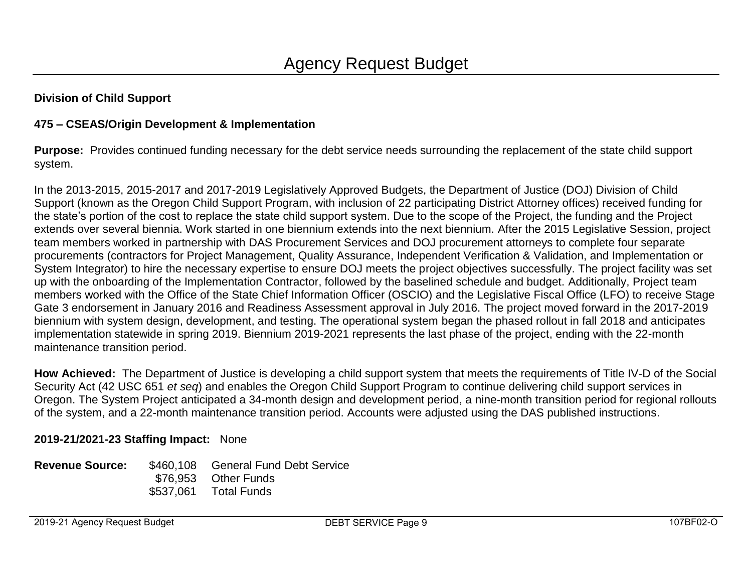# Agency Request Budget

**Division of Child Support**

**475 – CSEAS/Origin Development & Implementation**

**Purpose:** Provides continued funding necessary for the debt service needs surrounding the replacement of the state child support system.

In the 2013-2015, 2015-2017 and 2017-2019 Legislatively Approved Budgets, the Department of Justice (DOJ) Division of Child Support (known as the Oregon Child Support Program, with inclusion of 22 participating District Attorney offices) received funding for the state's portion of the cost to replace the state child support system. Due to the scope of the Project, the funding and the Project extends over several biennia. Work started in one biennium extends into the next biennium. After the 2015 Legislative Session, project team members worked in partnership with DAS Procurement Services and DOJ procurement attorneys to complete four separate procurements (contractors for Project Management, Quality Assurance, Independent Verification & Validation, and Implementation or System Integrator) to hire the necessary expertise to ensure DOJ meets the project objectives successfully. The project facility was set up with the onboarding of the Implementation Contractor, followed by the baselined schedule and budget. Additionally, Project team members worked with the Office of the State Chief Information Officer (OSCIO) and the Legislative Fiscal Office (LFO) to receive Stage Gate 3 endorsement in January 2016 and Readiness Assessment approval in July 2016. The project moved forward in the 2017-2019 biennium with system design, development, and testing. The operational system began the phased rollout in fall 2018 and anticipates implementation statewide in spring 2019. Biennium 2019-2021 represents the last phase of the project, ending with the 22-month maintenance transition period.

**How Achieved:** The Department of Justice is developing a child support system that meets the requirements of Title IV-D of the Social Security Act (42 USC 651 *et seq*) and enables the Oregon Child Support Program to continue delivering child support services in Oregon. The System Project anticipated a 34-month design and development period, a nine-month transition period for regional rollouts of the system, and a 22-month maintenance transition period. Accounts were adjusted using the DAS published instructions.

**2019-21/2021-23 Staffing Impact:** None

**Revenue Source:** $460,108 General Fund Debt Service
$76,953 Other Funds
$537,061 Total Funds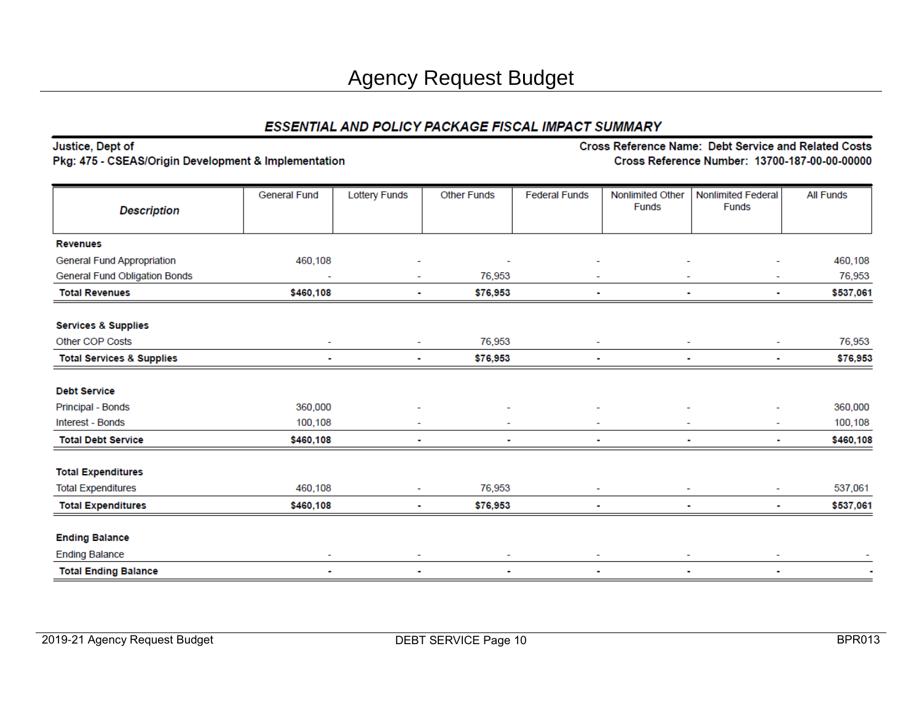# Agency Request Budget

## *ESSENTIAL AND POLICY PACKAGE FISCAL IMPACT SUMMARY*

**Justice, Dept of**
**Pkg: 475 - CSEAS/Origin Development & Implementation**

**Cross Reference Name: Debt Service and Related Costs**
**Cross Reference Number: 13700-187-00-00-00000**

| *Description* | General Fund | Lottery Funds | Other Funds | Federal Funds | Nonlimited Other Funds | Nonlimited Federal Funds | All Funds |
|---|---|---|---|---|---|---|---|
| **Revenues** | | | | | | | |
| General Fund Appropriation | 460,108 | - | - | - | - | - | 460,108 |
| General Fund Obligation Bonds | - | - | 76,953 | - | - | - | 76,953 |
| **Total Revenues** | **$460,108** | **-** | **$76,953** | **-** | **-** | **-** | **$537,061** |
| | | | | | | | |
| **Services & Supplies** | | | | | | | |
| Other COP Costs | - | - | 76,953 | - | - | - | 76,953 |
| **Total Services & Supplies** | **-** | **-** | **$76,953** | **-** | **-** | **-** | **$76,953** |
| | | | | | | | |
| **Debt Service** | | | | | | | |
| Principal - Bonds | 360,000 | - | - | - | - | - | 360,000 |
| Interest - Bonds | 100,108 | - | - | - | - | - | 100,108 |
| **Total Debt Service** | **$460,108** | **-** | **-** | **-** | **-** | **-** | **$460,108** |
| | | | | | | | |
| **Total Expenditures** | | | | | | | |
| Total Expenditures | 460,108 | - | 76,953 | - | - | - | 537,061 |
| **Total Expenditures** | **$460,108** | **-** | **$76,953** | **-** | **-** | **-** | **$537,061** |
| | | | | | | | |
| **Ending Balance** | | | | | | | |
| Ending Balance | - | - | - | - | - | - | - |
| **Total Ending Balance** | **-** | **-** | **-** | **-** | **-** | **-** | **-** |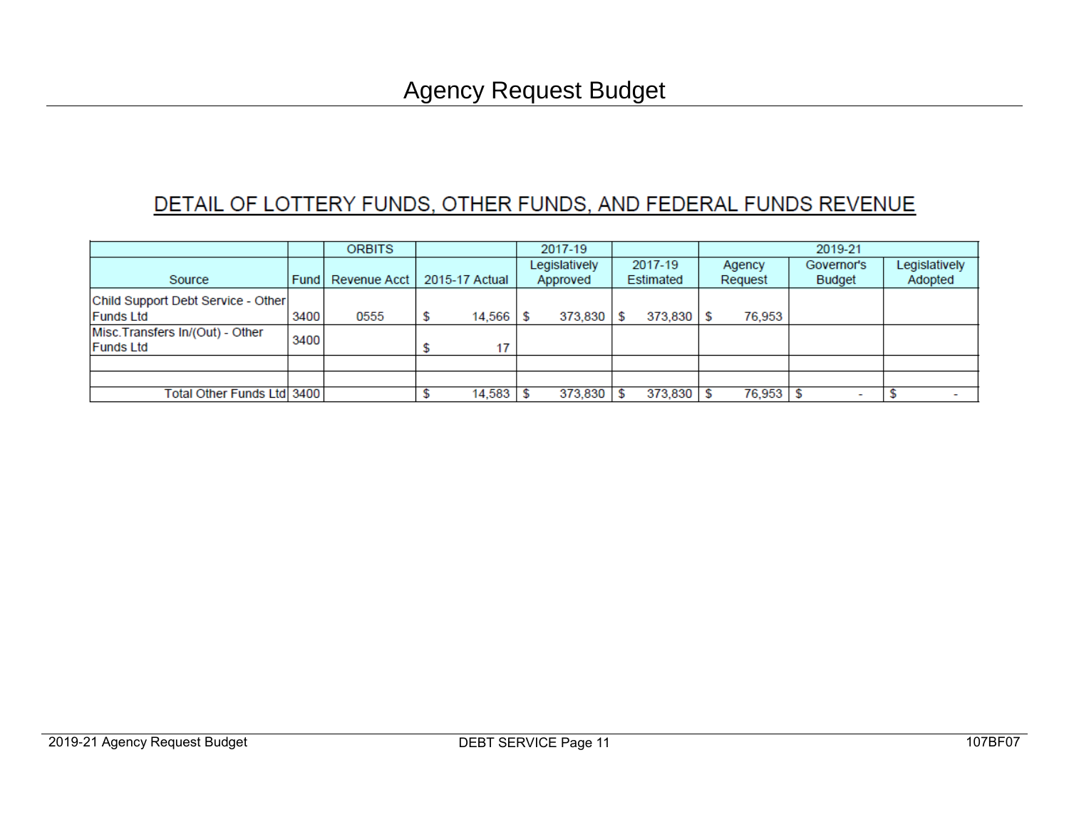# Agency Request Budget

## DETAIL OF LOTTERY FUNDS, OTHER FUNDS, AND FEDERAL FUNDS REVENUE

| | | ORBITS | | 2017-19 | | 2019-21 | | |
|---|---|---|---|---|---|---|---|---|
| Source | Fund | Revenue Acct | 2015-17 Actual | Legislatively Approved | 2017-19 Estimated | Agency Request | Governor's Budget | Legislatively Adopted |
| Child Support Debt Service - Other Funds Ltd | 3400 | 0555 | $ 14,566 | $ 373,830 | $ 373,830 | $ 76,953 | | |
| Misc.Transfers In/(Out) - Other Funds Ltd | 3400 | | $ 17 | | | | | |
| | | | | | | | | |
| | | | | | | | | |
| Total Other Funds Ltd | 3400 | | $ 14,583 | $ 373,830 | $ 373,830 | $ 76,953 | $ - | $ - |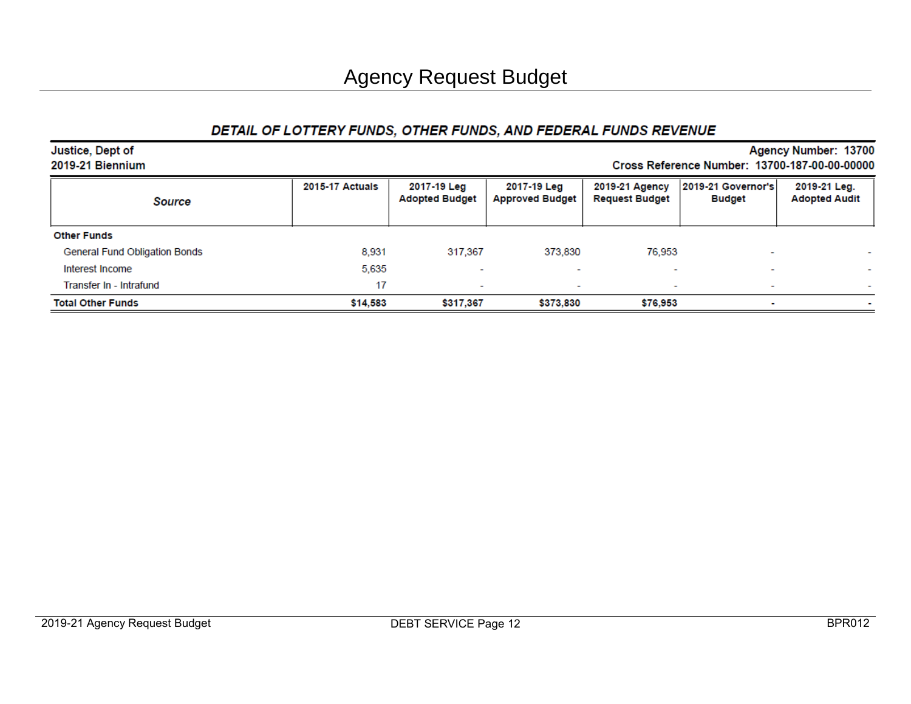# Agency Request Budget

## DETAIL OF LOTTERY FUNDS, OTHER FUNDS, AND FEDERAL FUNDS REVENUE

**Justice, Dept of** — **Agency Number: 13700**

**2019-21 Biennium** — **Cross Reference Number: 13700-187-00-00-00000**

| Source | 2015-17 Actuals | 2017-19 Leg Adopted Budget | 2017-19 Leg Approved Budget | 2019-21 Agency Request Budget | 2019-21 Governor's Budget | 2019-21 Leg. Adopted Audit |
|---|---|---|---|---|---|---|
| **Other Funds** | | | | | | |
| General Fund Obligation Bonds | 8,931 | 317,367 | 373,830 | 76,953 | - | - |
| Interest Income | 5,635 | - | - | - | - | - |
| Transfer In - Intrafund | 17 | - | - | - | - | - |
| **Total Other Funds** | **$14,583** | **$317,367** | **$373,830** | **$76,953** | **-** | **-** |